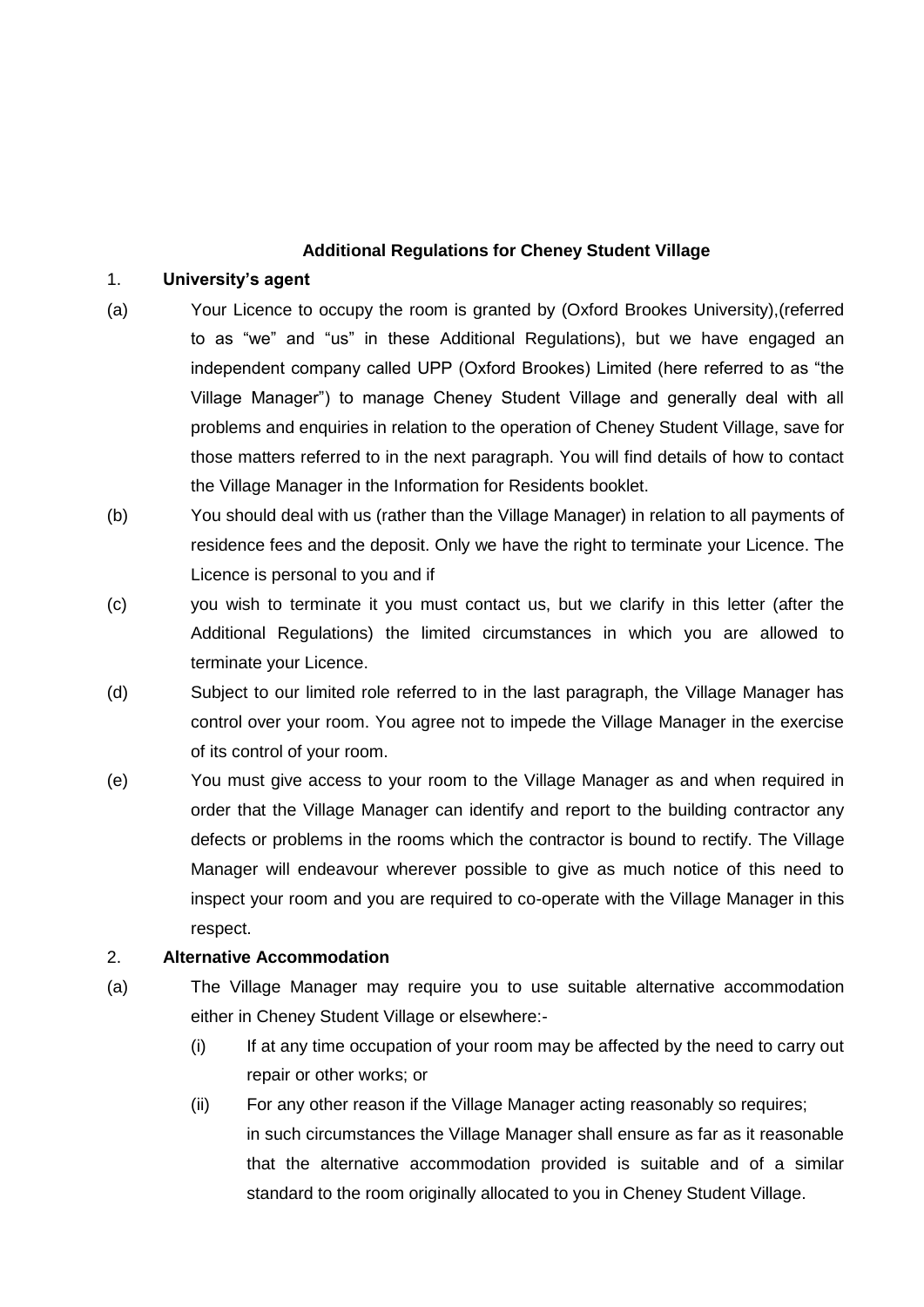**Additional Regulations for Cheney Student Village**

1. **University's agent**

(a) Your Licence to occupy the room is granted by (Oxford Brookes University),(referred to as "we" and "us" in these Additional Regulations), but we have engaged an independent company called UPP (Oxford Brookes) Limited (here referred to as "the Village Manager") to manage Cheney Student Village and generally deal with all problems and enquiries in relation to the operation of Cheney Student Village, save for those matters referred to in the next paragraph. You will find details of how to contact the Village Manager in the Information for Residents booklet.

(b) You should deal with us (rather than the Village Manager) in relation to all payments of residence fees and the deposit. Only we have the right to terminate your Licence. The Licence is personal to you and if

(c) you wish to terminate it you must contact us, but we clarify in this letter (after the Additional Regulations) the limited circumstances in which you are allowed to terminate your Licence.

(d) Subject to our limited role referred to in the last paragraph, the Village Manager has control over your room. You agree not to impede the Village Manager in the exercise of its control of your room.

(e) You must give access to your room to the Village Manager as and when required in order that the Village Manager can identify and report to the building contractor any defects or problems in the rooms which the contractor is bound to rectify. The Village Manager will endeavour wherever possible to give as much notice of this need to inspect your room and you are required to co-operate with the Village Manager in this respect.

2. **Alternative Accommodation**

(a) The Village Manager may require you to use suitable alternative accommodation either in Cheney Student Village or elsewhere:-

   (i) If at any time occupation of your room may be affected by the need to carry out repair or other works; or

   (ii) For any other reason if the Village Manager acting reasonably so requires;
   in such circumstances the Village Manager shall ensure as far as it reasonable that the alternative accommodation provided is suitable and of a similar standard to the room originally allocated to you in Cheney Student Village.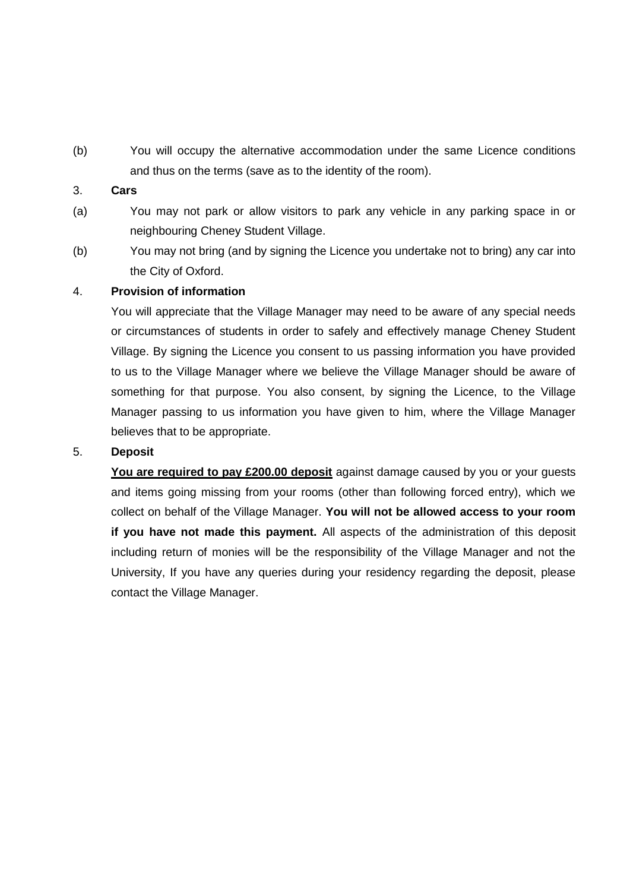(b) You will occupy the alternative accommodation under the same Licence conditions and thus on the terms (save as to the identity of the room).

3. **Cars**

(a) You may not park or allow visitors to park any vehicle in any parking space in or neighbouring Cheney Student Village.

(b) You may not bring (and by signing the Licence you undertake not to bring) any car into the City of Oxford.

4. **Provision of information**

You will appreciate that the Village Manager may need to be aware of any special needs or circumstances of students in order to safely and effectively manage Cheney Student Village. By signing the Licence you consent to us passing information you have provided to us to the Village Manager where we believe the Village Manager should be aware of something for that purpose. You also consent, by signing the Licence, to the Village Manager passing to us information you have given to him, where the Village Manager believes that to be appropriate.

5. **Deposit**

<u>**You are required to pay £200.00 deposit**</u> against damage caused by you or your guests and items going missing from your rooms (other than following forced entry), which we collect on behalf of the Village Manager. **You will not be allowed access to your room if you have not made this payment.** All aspects of the administration of this deposit including return of monies will be the responsibility of the Village Manager and not the University, If you have any queries during your residency regarding the deposit, please contact the Village Manager.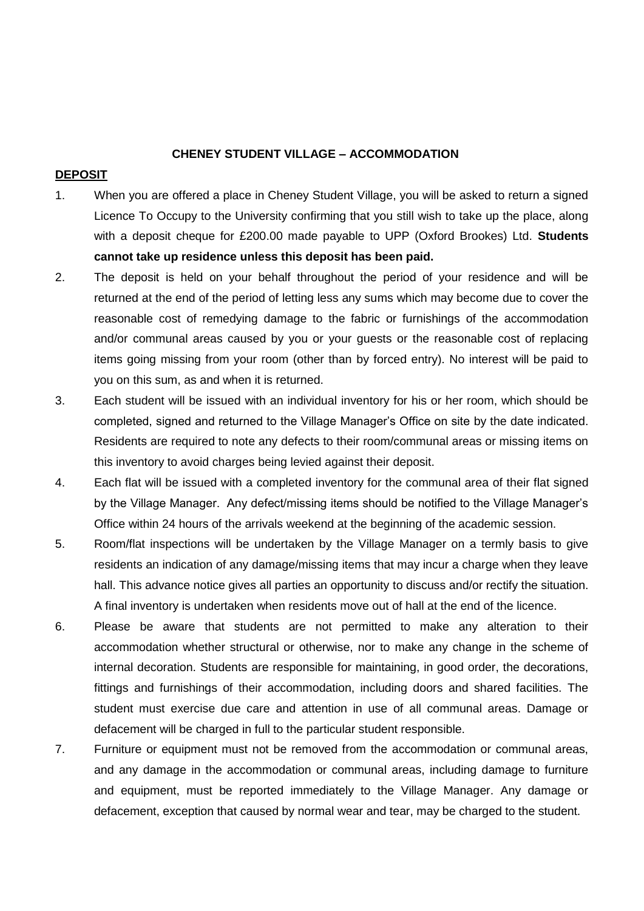# CHENEY STUDENT VILLAGE – ACCOMMODATION

## DEPOSIT

1. When you are offered a place in Cheney Student Village, you will be asked to return a signed Licence To Occupy to the University confirming that you still wish to take up the place, along with a deposit cheque for £200.00 made payable to UPP (Oxford Brookes) Ltd. **Students cannot take up residence unless this deposit has been paid.**
2. The deposit is held on your behalf throughout the period of your residence and will be returned at the end of the period of letting less any sums which may become due to cover the reasonable cost of remedying damage to the fabric or furnishings of the accommodation and/or communal areas caused by you or your guests or the reasonable cost of replacing items going missing from your room (other than by forced entry). No interest will be paid to you on this sum, as and when it is returned.
3. Each student will be issued with an individual inventory for his or her room, which should be completed, signed and returned to the Village Manager's Office on site by the date indicated. Residents are required to note any defects to their room/communal areas or missing items on this inventory to avoid charges being levied against their deposit.
4. Each flat will be issued with a completed inventory for the communal area of their flat signed by the Village Manager. Any defect/missing items should be notified to the Village Manager's Office within 24 hours of the arrivals weekend at the beginning of the academic session.
5. Room/flat inspections will be undertaken by the Village Manager on a termly basis to give residents an indication of any damage/missing items that may incur a charge when they leave hall. This advance notice gives all parties an opportunity to discuss and/or rectify the situation. A final inventory is undertaken when residents move out of hall at the end of the licence.
6. Please be aware that students are not permitted to make any alteration to their accommodation whether structural or otherwise, nor to make any change in the scheme of internal decoration. Students are responsible for maintaining, in good order, the decorations, fittings and furnishings of their accommodation, including doors and shared facilities. The student must exercise due care and attention in use of all communal areas. Damage or defacement will be charged in full to the particular student responsible.
7. Furniture or equipment must not be removed from the accommodation or communal areas, and any damage in the accommodation or communal areas, including damage to furniture and equipment, must be reported immediately to the Village Manager. Any damage or defacement, exception that caused by normal wear and tear, may be charged to the student.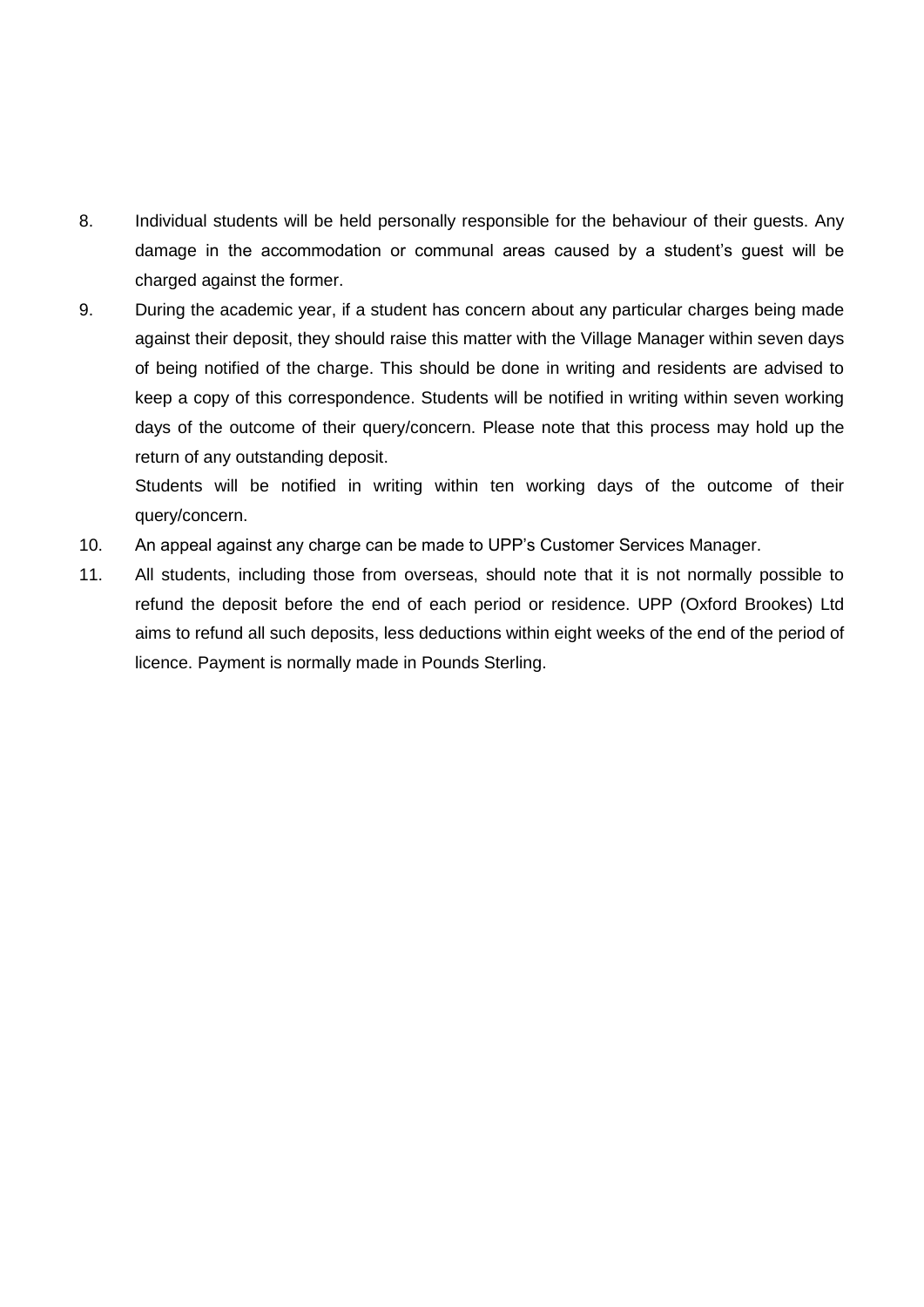8. Individual students will be held personally responsible for the behaviour of their guests. Any damage in the accommodation or communal areas caused by a student's guest will be charged against the former.

9. During the academic year, if a student has concern about any particular charges being made against their deposit, they should raise this matter with the Village Manager within seven days of being notified of the charge. This should be done in writing and residents are advised to keep a copy of this correspondence. Students will be notified in writing within seven working days of the outcome of their query/concern. Please note that this process may hold up the return of any outstanding deposit.

   Students will be notified in writing within ten working days of the outcome of their query/concern.

10. An appeal against any charge can be made to UPP's Customer Services Manager.

11. All students, including those from overseas, should note that it is not normally possible to refund the deposit before the end of each period or residence. UPP (Oxford Brookes) Ltd aims to refund all such deposits, less deductions within eight weeks of the end of the period of licence. Payment is normally made in Pounds Sterling.